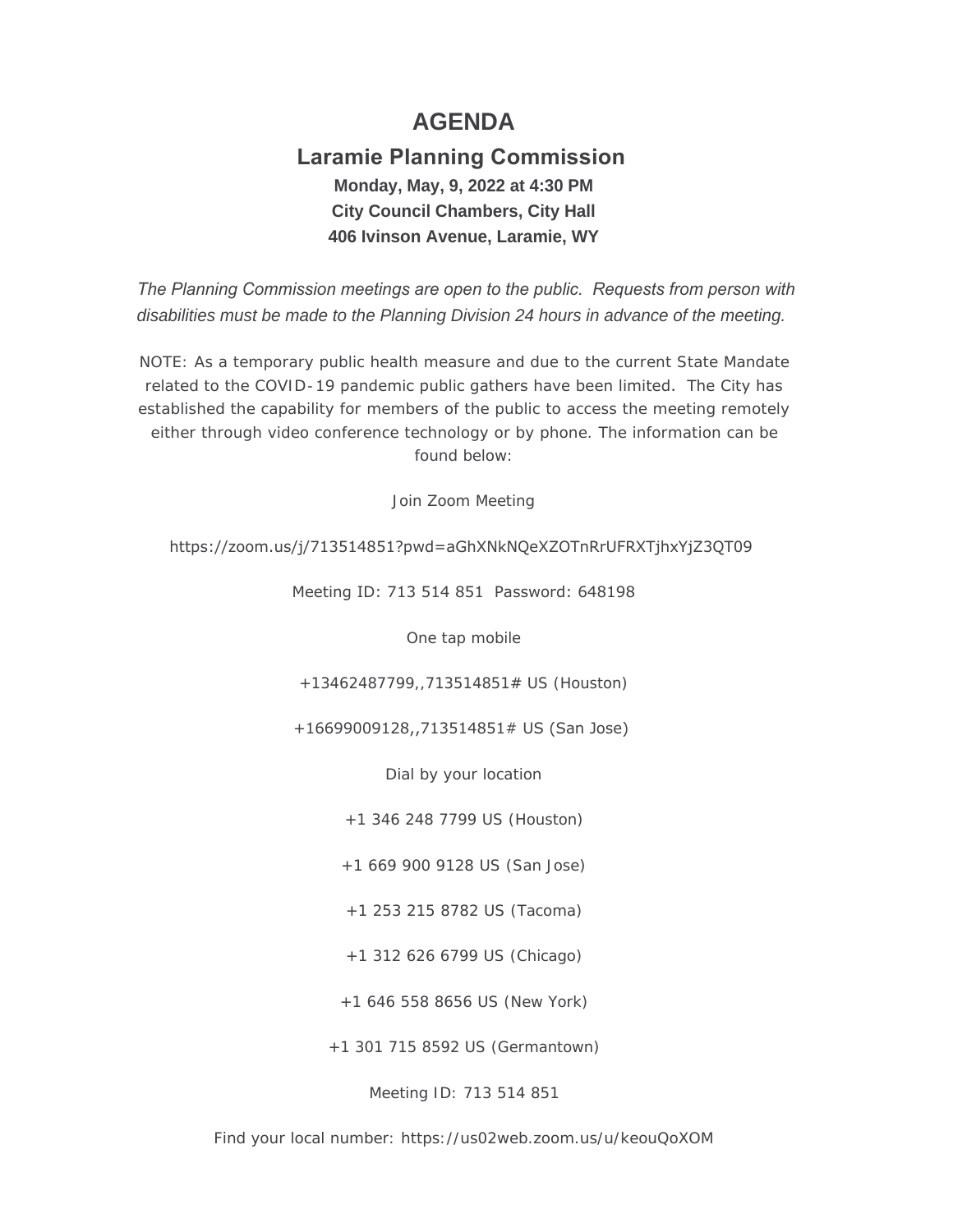# AGENDA

## Laramie Planning Commission

**Monday, May, 9, 2022 at 4:30 PM**
**City Council Chambers, City Hall**
**406 Ivinson Avenue, Laramie, WY**

*The Planning Commission meetings are open to the public. Requests from person with disabilities must be made to the Planning Division 24 hours in advance of the meeting.*

NOTE: As a temporary public health measure and due to the current State Mandate related to the COVID-19 pandemic public gathers have been limited. The City has established the capability for members of the public to access the meeting remotely either through video conference technology or by phone. The information can be found below:

Join Zoom Meeting

https://zoom.us/j/713514851?pwd=aGhXNkNQeXZOTnRrUFRXTjhxYjZ3QT09

Meeting ID: 713 514 851 Password: 648198

One tap mobile

+13462487799,,713514851# US (Houston)

+16699009128,,713514851# US (San Jose)

Dial by your location

+1 346 248 7799 US (Houston)

+1 669 900 9128 US (San Jose)

+1 253 215 8782 US (Tacoma)

+1 312 626 6799 US (Chicago)

+1 646 558 8656 US (New York)

+1 301 715 8592 US (Germantown)

Meeting ID: 713 514 851

Find your local number: https://us02web.zoom.us/u/keouQoXOM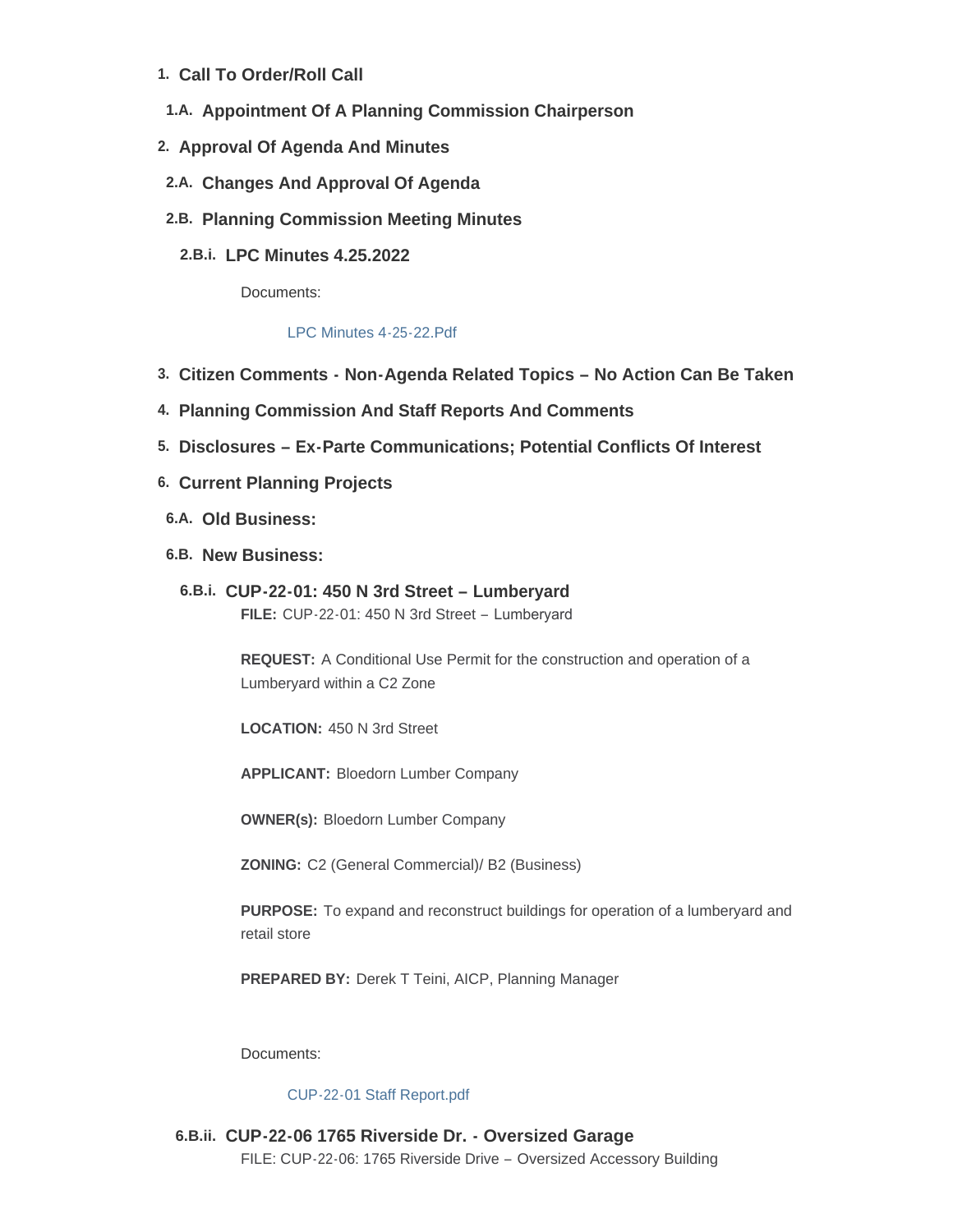1. **Call To Order/Roll Call**

   1.A. **Appointment Of A Planning Commission Chairperson**

2. **Approval Of Agenda And Minutes**

   2.A. **Changes And Approval Of Agenda**

   2.B. **Planning Commission Meeting Minutes**

   2.B.i. **LPC Minutes 4.25.2022**

   Documents:

   LPC Minutes 4-25-22.Pdf

3. **Citizen Comments - Non-Agenda Related Topics – No Action Can Be Taken**

4. **Planning Commission And Staff Reports And Comments**

5. **Disclosures – Ex-Parte Communications; Potential Conflicts Of Interest**

6. **Current Planning Projects**

   6.A. **Old Business:**

   6.B. **New Business:**

   6.B.i. **CUP-22-01: 450 N 3rd Street – Lumberyard**

   **FILE:** CUP-22-01: 450 N 3rd Street – Lumberyard

   **REQUEST:** A Conditional Use Permit for the construction and operation of a Lumberyard within a C2 Zone

   **LOCATION:** 450 N 3rd Street

   **APPLICANT:** Bloedorn Lumber Company

   **OWNER(s):** Bloedorn Lumber Company

   **ZONING:** C2 (General Commercial)/ B2 (Business)

   **PURPOSE:** To expand and reconstruct buildings for operation of a lumberyard and retail store

   **PREPARED BY:** Derek T Teini, AICP, Planning Manager

   Documents:

   CUP-22-01 Staff Report.pdf

   6.B.ii. **CUP-22-06 1765 Riverside Dr. - Oversized Garage**

   FILE: CUP-22-06: 1765 Riverside Drive – Oversized Accessory Building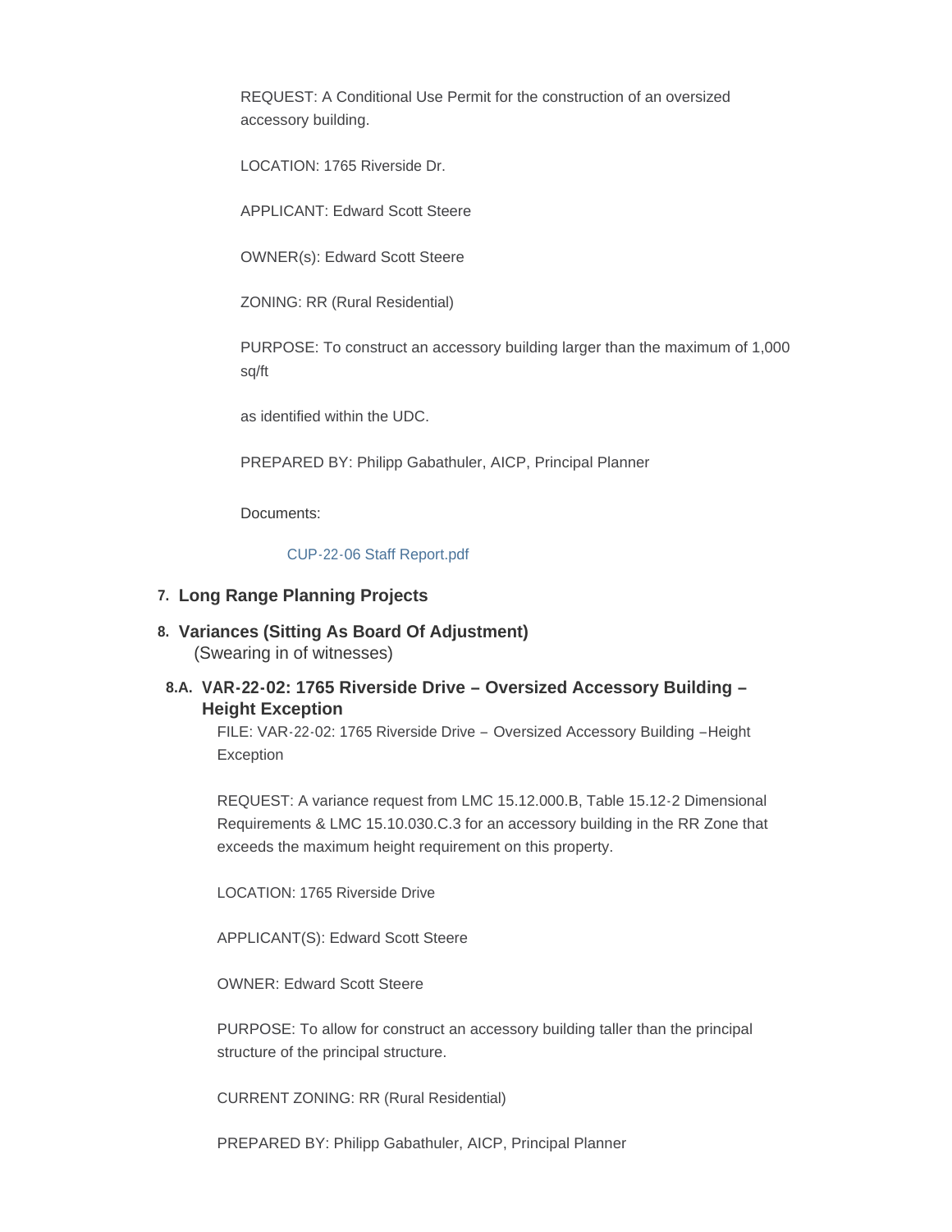REQUEST: A Conditional Use Permit for the construction of an oversized accessory building.

LOCATION: 1765 Riverside Dr.

APPLICANT: Edward Scott Steere

OWNER(s): Edward Scott Steere

ZONING: RR (Rural Residential)

PURPOSE: To construct an accessory building larger than the maximum of 1,000 sq/ft

as identified within the UDC.

PREPARED BY: Philipp Gabathuler, AICP, Principal Planner

Documents:

CUP-22-06 Staff Report.pdf

## 7. Long Range Planning Projects

## 8. Variances (Sitting As Board Of Adjustment)

(Swearing in of witnesses)

### 8.A. VAR-22-02: 1765 Riverside Drive – Oversized Accessory Building – Height Exception

FILE: VAR-22-02: 1765 Riverside Drive – Oversized Accessory Building –Height Exception

REQUEST: A variance request from LMC 15.12.000.B, Table 15.12-2 Dimensional Requirements & LMC 15.10.030.C.3 for an accessory building in the RR Zone that exceeds the maximum height requirement on this property.

LOCATION: 1765 Riverside Drive

APPLICANT(S): Edward Scott Steere

OWNER: Edward Scott Steere

PURPOSE: To allow for construct an accessory building taller than the principal structure of the principal structure.

CURRENT ZONING: RR (Rural Residential)

PREPARED BY: Philipp Gabathuler, AICP, Principal Planner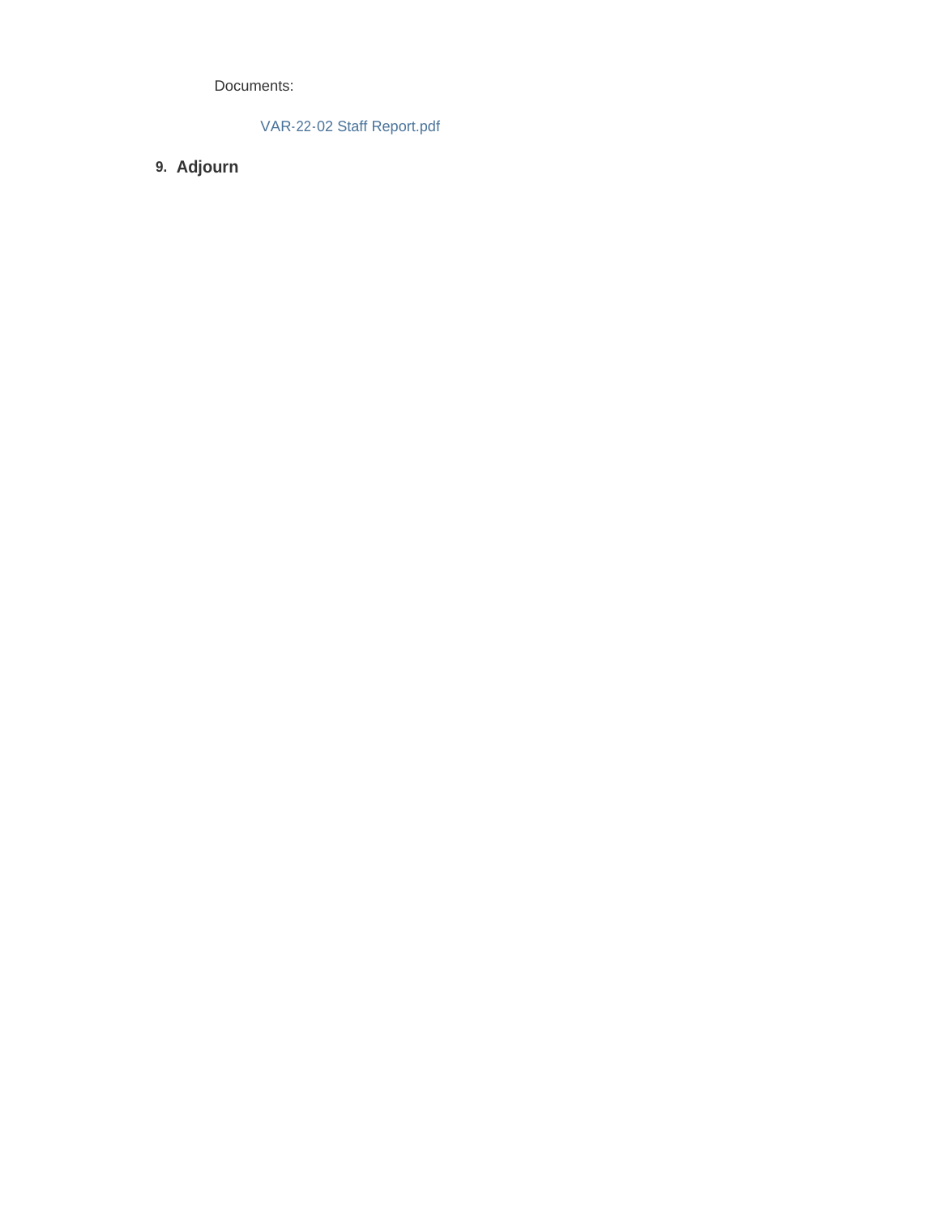Documents:

VAR-22-02 Staff Report.pdf

9. **Adjourn**